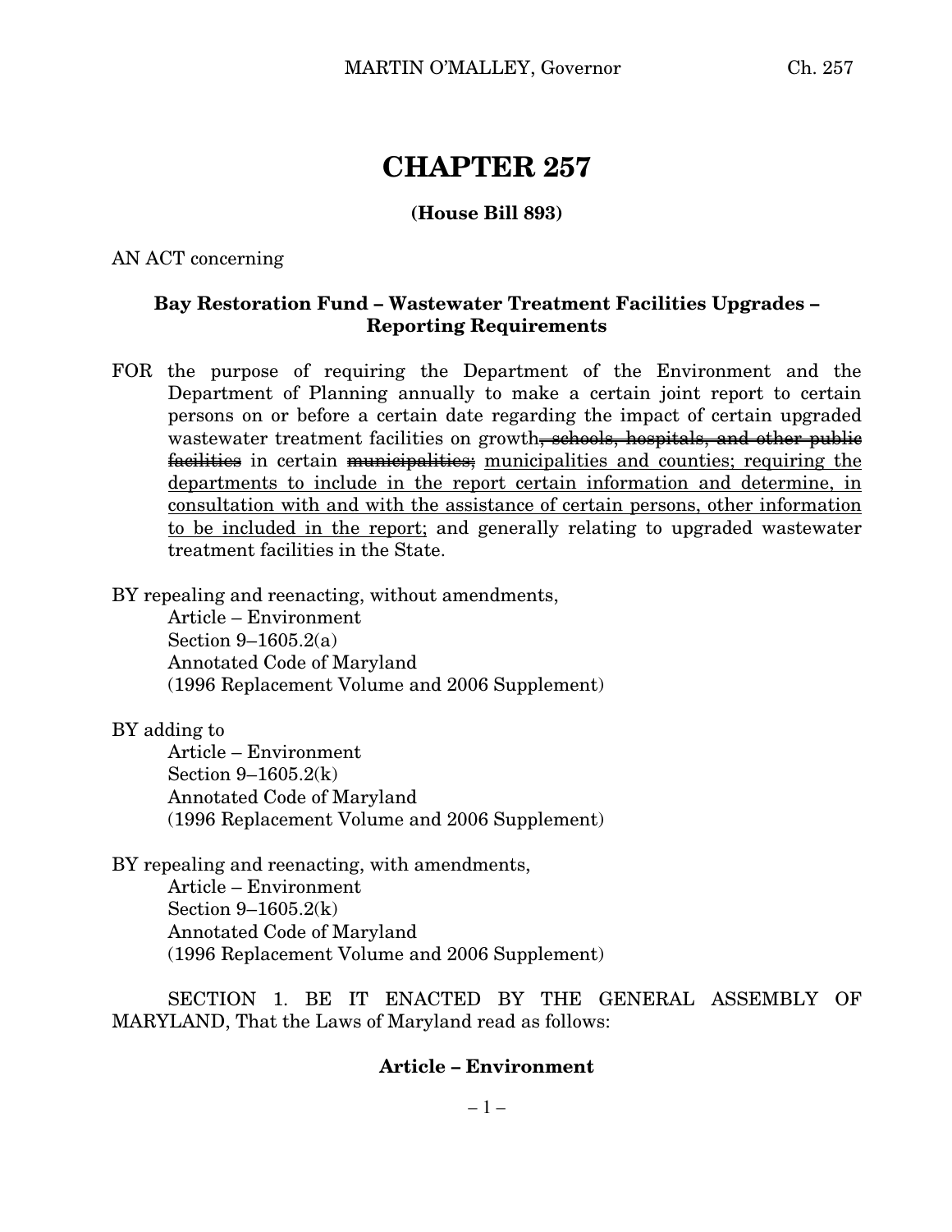# CHAPTER 257

**(House Bill 893)**

AN ACT concerning

**Bay Restoration Fund – Wastewater Treatment Facilities Upgrades – Reporting Requirements**

FOR the purpose of requiring the Department of the Environment and the Department of Planning annually to make a certain joint report to certain persons on or before a certain date regarding the impact of certain upgraded wastewater treatment facilities on growth~~, schools, hospitals, and other public facilities~~ in certain ~~municipalities;~~ <u>municipalities and counties; requiring the departments to include in the report certain information and determine, in consultation with and with the assistance of certain persons, other information to be included in the report;</u> and generally relating to upgraded wastewater treatment facilities in the State.

BY repealing and reenacting, without amendments,
Article – Environment
Section 9–1605.2(a)
Annotated Code of Maryland
(1996 Replacement Volume and 2006 Supplement)

BY adding to
Article – Environment
Section 9–1605.2(k)
Annotated Code of Maryland
(1996 Replacement Volume and 2006 Supplement)

BY repealing and reenacting, with amendments,
Article – Environment
Section 9–1605.2(k)
Annotated Code of Maryland
(1996 Replacement Volume and 2006 Supplement)

SECTION 1. BE IT ENACTED BY THE GENERAL ASSEMBLY OF MARYLAND, That the Laws of Maryland read as follows:

**Article – Environment**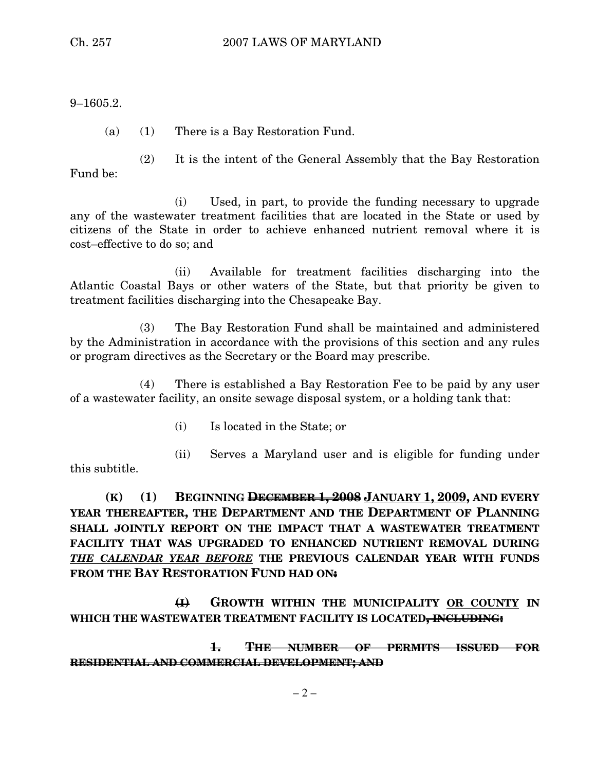9–1605.2.

(a) (1) There is a Bay Restoration Fund.

(2) It is the intent of the General Assembly that the Bay Restoration Fund be:

(i) Used, in part, to provide the funding necessary to upgrade any of the wastewater treatment facilities that are located in the State or used by citizens of the State in order to achieve enhanced nutrient removal where it is cost–effective to do so; and

(ii) Available for treatment facilities discharging into the Atlantic Coastal Bays or other waters of the State, but that priority be given to treatment facilities discharging into the Chesapeake Bay.

(3) The Bay Restoration Fund shall be maintained and administered by the Administration in accordance with the provisions of this section and any rules or program directives as the Secretary or the Board may prescribe.

(4) There is established a Bay Restoration Fee to be paid by any user of a wastewater facility, an onsite sewage disposal system, or a holding tank that:

(i) Is located in the State; or

(ii) Serves a Maryland user and is eligible for funding under this subtitle.

**(K) (1) BEGINNING ~~DECEMBER 1, 2008~~ <u>JANUARY 1, 2009</u>, AND EVERY YEAR THEREAFTER, THE DEPARTMENT AND THE DEPARTMENT OF PLANNING SHALL JOINTLY REPORT ON THE IMPACT THAT A WASTEWATER TREATMENT FACILITY THAT WAS UPGRADED TO ENHANCED NUTRIENT REMOVAL DURING *<u>THE CALENDAR YEAR BEFORE</u>* THE PREVIOUS CALENDAR YEAR WITH FUNDS FROM THE BAY RESTORATION FUND HAD ON~~:~~**

**~~(I)~~ GROWTH WITHIN THE MUNICIPALITY <u>OR COUNTY</u> IN WHICH THE WASTEWATER TREATMENT FACILITY IS LOCATED~~, INCLUDING:~~**

**~~1. THE NUMBER OF PERMITS ISSUED FOR RESIDENTIAL AND COMMERCIAL DEVELOPMENT; AND~~**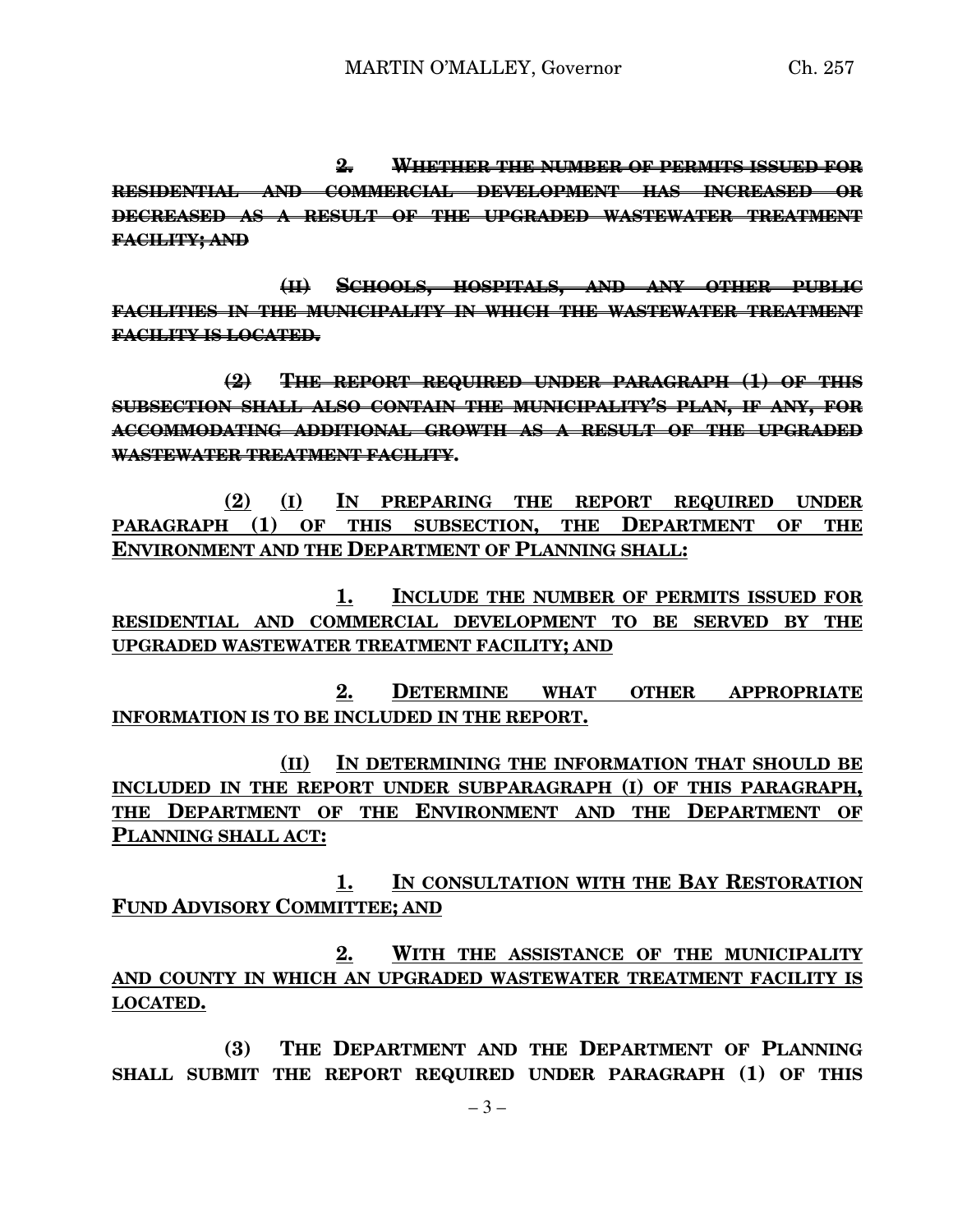~~**2. WHETHER THE NUMBER OF PERMITS ISSUED FOR RESIDENTIAL AND COMMERCIAL DEVELOPMENT HAS INCREASED OR DECREASED AS A RESULT OF THE UPGRADED WASTEWATER TREATMENT FACILITY; AND**~~

~~**(II) SCHOOLS, HOSPITALS, AND ANY OTHER PUBLIC FACILITIES IN THE MUNICIPALITY IN WHICH THE WASTEWATER TREATMENT FACILITY IS LOCATED.**~~

~~**(2) THE REPORT REQUIRED UNDER PARAGRAPH (1) OF THIS SUBSECTION SHALL ALSO CONTAIN THE MUNICIPALITY'S PLAN, IF ANY, FOR ACCOMMODATING ADDITIONAL GROWTH AS A RESULT OF THE UPGRADED WASTEWATER TREATMENT FACILITY.**~~

<u>**(2) (I) IN PREPARING THE REPORT REQUIRED UNDER PARAGRAPH (1) OF THIS SUBSECTION, THE DEPARTMENT OF THE ENVIRONMENT AND THE DEPARTMENT OF PLANNING SHALL:**</u>

<u>**1. INCLUDE THE NUMBER OF PERMITS ISSUED FOR RESIDENTIAL AND COMMERCIAL DEVELOPMENT TO BE SERVED BY THE UPGRADED WASTEWATER TREATMENT FACILITY; AND**</u>

<u>**2. DETERMINE WHAT OTHER APPROPRIATE INFORMATION IS TO BE INCLUDED IN THE REPORT.**</u>

<u>**(II) IN DETERMINING THE INFORMATION THAT SHOULD BE INCLUDED IN THE REPORT UNDER SUBPARAGRAPH (I) OF THIS PARAGRAPH, THE DEPARTMENT OF THE ENVIRONMENT AND THE DEPARTMENT OF PLANNING SHALL ACT:**</u>

<u>**1. IN CONSULTATION WITH THE BAY RESTORATION FUND ADVISORY COMMITTEE; AND**</u>

<u>**2. WITH THE ASSISTANCE OF THE MUNICIPALITY AND COUNTY IN WHICH AN UPGRADED WASTEWATER TREATMENT FACILITY IS LOCATED.**</u>

**(3) THE DEPARTMENT AND THE DEPARTMENT OF PLANNING SHALL SUBMIT THE REPORT REQUIRED UNDER PARAGRAPH (1) OF THIS**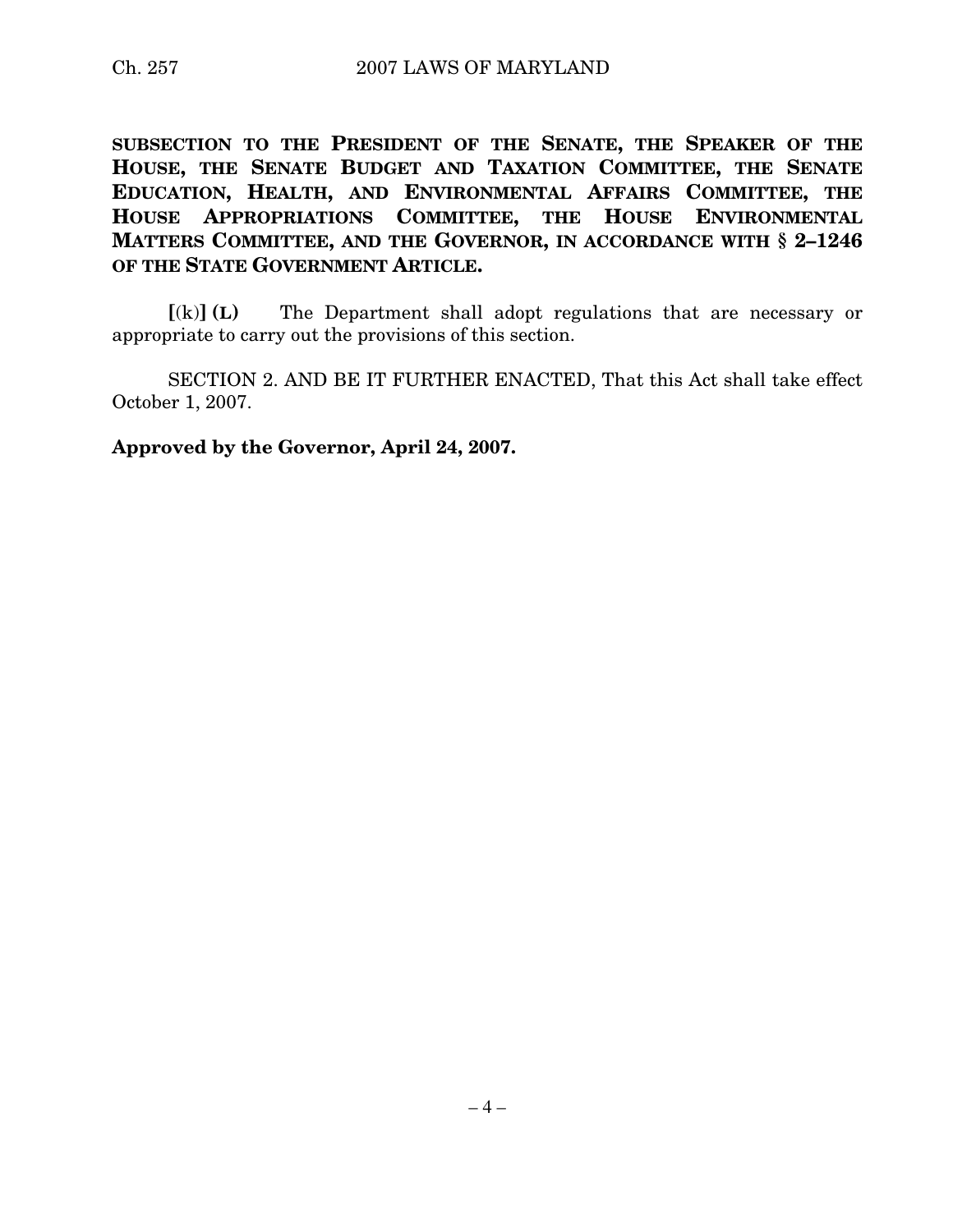**SUBSECTION TO THE PRESIDENT OF THE SENATE, THE SPEAKER OF THE HOUSE, THE SENATE BUDGET AND TAXATION COMMITTEE, THE SENATE EDUCATION, HEALTH, AND ENVIRONMENTAL AFFAIRS COMMITTEE, THE HOUSE APPROPRIATIONS COMMITTEE, THE HOUSE ENVIRONMENTAL MATTERS COMMITTEE, AND THE GOVERNOR, IN ACCORDANCE WITH § 2–1246 OF THE STATE GOVERNMENT ARTICLE.**

**[**(k)**] (L)** The Department shall adopt regulations that are necessary or appropriate to carry out the provisions of this section.

SECTION 2. AND BE IT FURTHER ENACTED, That this Act shall take effect October 1, 2007.

**Approved by the Governor, April 24, 2007.**